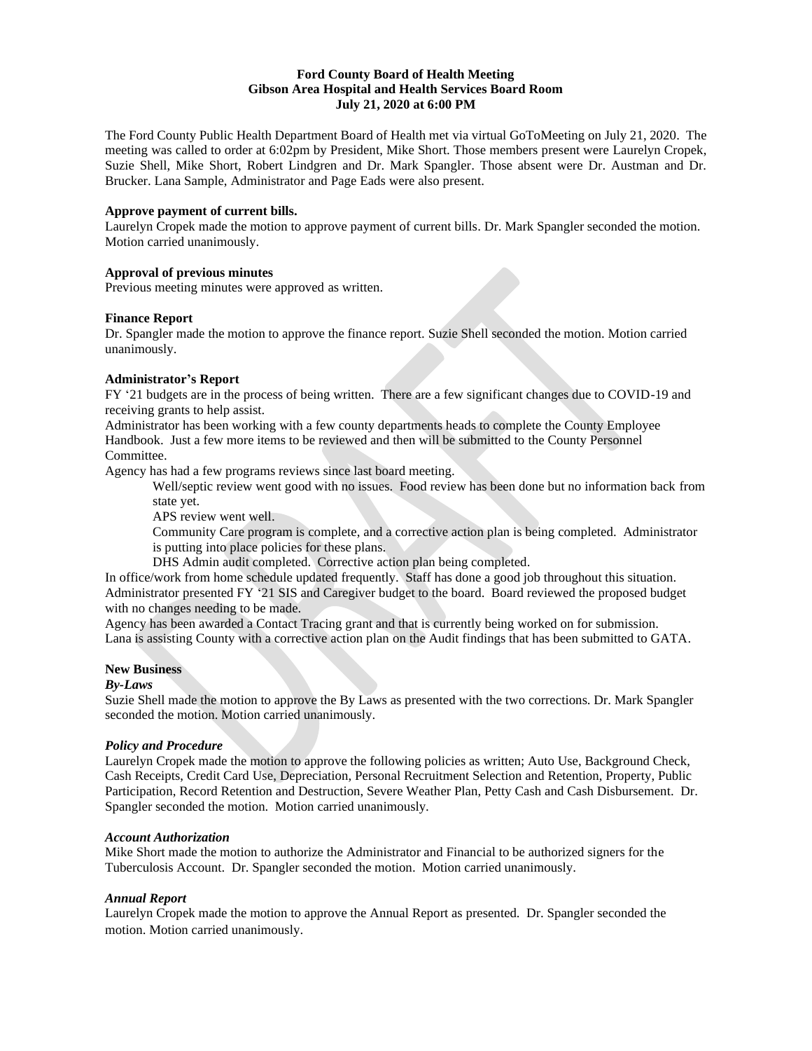**Ford County Board of Health Meeting**
**Gibson Area Hospital and Health Services Board Room**
**July 21, 2020 at 6:00 PM**

The Ford County Public Health Department Board of Health met via virtual GoToMeeting on July 21, 2020. The meeting was called to order at 6:02pm by President, Mike Short. Those members present were Laurelyn Cropek, Suzie Shell, Mike Short, Robert Lindgren and Dr. Mark Spangler. Those absent were Dr. Austman and Dr. Brucker. Lana Sample, Administrator and Page Eads were also present.

**Approve payment of current bills.**
Laurelyn Cropek made the motion to approve payment of current bills. Dr. Mark Spangler seconded the motion. Motion carried unanimously.

**Approval of previous minutes**
Previous meeting minutes were approved as written.

**Finance Report**
Dr. Spangler made the motion to approve the finance report. Suzie Shell seconded the motion. Motion carried unanimously.

**Administrator's Report**
FY '21 budgets are in the process of being written. There are a few significant changes due to COVID-19 and receiving grants to help assist.
Administrator has been working with a few county departments heads to complete the County Employee Handbook. Just a few more items to be reviewed and then will be submitted to the County Personnel Committee.
Agency has had a few programs reviews since last board meeting.

Well/septic review went good with no issues. Food review has been done but no information back from state yet.
APS review went well.
Community Care program is complete, and a corrective action plan is being completed. Administrator is putting into place policies for these plans.
DHS Admin audit completed. Corrective action plan being completed.

In office/work from home schedule updated frequently. Staff has done a good job throughout this situation.
Administrator presented FY '21 SIS and Caregiver budget to the board. Board reviewed the proposed budget with no changes needing to be made.
Agency has been awarded a Contact Tracing grant and that is currently being worked on for submission.
Lana is assisting County with a corrective action plan on the Audit findings that has been submitted to GATA.

**New Business**
***By-Laws***
Suzie Shell made the motion to approve the By Laws as presented with the two corrections. Dr. Mark Spangler seconded the motion. Motion carried unanimously.

***Policy and Procedure***
Laurelyn Cropek made the motion to approve the following policies as written; Auto Use, Background Check, Cash Receipts, Credit Card Use, Depreciation, Personal Recruitment Selection and Retention, Property, Public Participation, Record Retention and Destruction, Severe Weather Plan, Petty Cash and Cash Disbursement. Dr. Spangler seconded the motion. Motion carried unanimously.

***Account Authorization***
Mike Short made the motion to authorize the Administrator and Financial to be authorized signers for the Tuberculosis Account. Dr. Spangler seconded the motion. Motion carried unanimously.

***Annual Report***
Laurelyn Cropek made the motion to approve the Annual Report as presented. Dr. Spangler seconded the motion. Motion carried unanimously.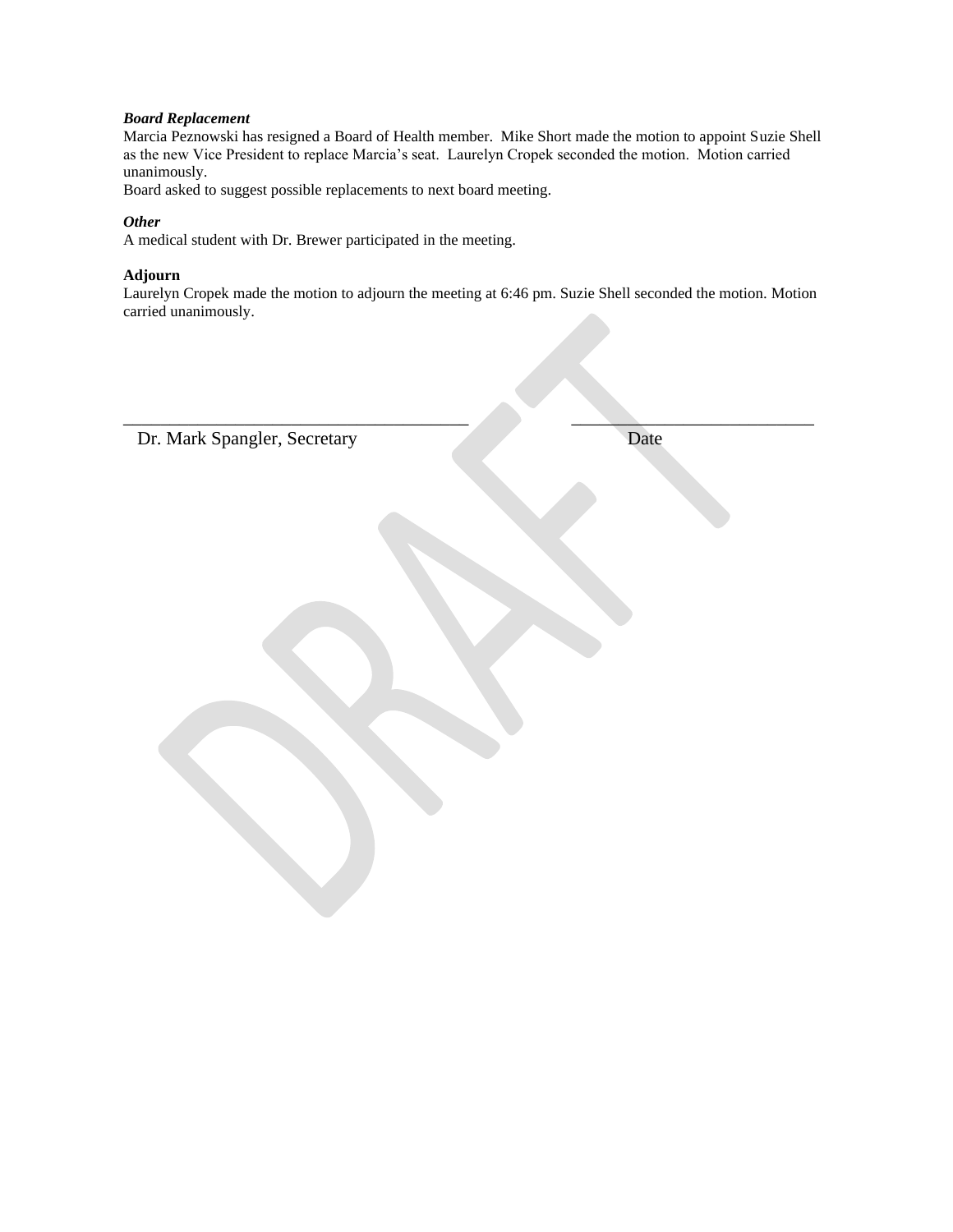***Board Replacement***

Marcia Peznowski has resigned a Board of Health member. Mike Short made the motion to appoint Suzie Shell as the new Vice President to replace Marcia's seat. Laurelyn Cropek seconded the motion. Motion carried unanimously.

Board asked to suggest possible replacements to next board meeting.

***Other***

A medical student with Dr. Brewer participated in the meeting.

**Adjourn**

Laurelyn Cropek made the motion to adjourn the meeting at 6:46 pm. Suzie Shell seconded the motion. Motion carried unanimously.

DRAFT

\_\_\_\_\_\_\_\_\_\_\_\_\_\_\_\_\_\_\_\_\_\_\_\_\_\_\_\_\_\_\_\_\_\_\_\_\_\_\_\_ \_\_\_\_\_\_\_\_\_\_\_\_\_\_\_\_\_\_\_\_\_\_\_\_\_\_\_\_

Dr. Mark Spangler, Secretary Date